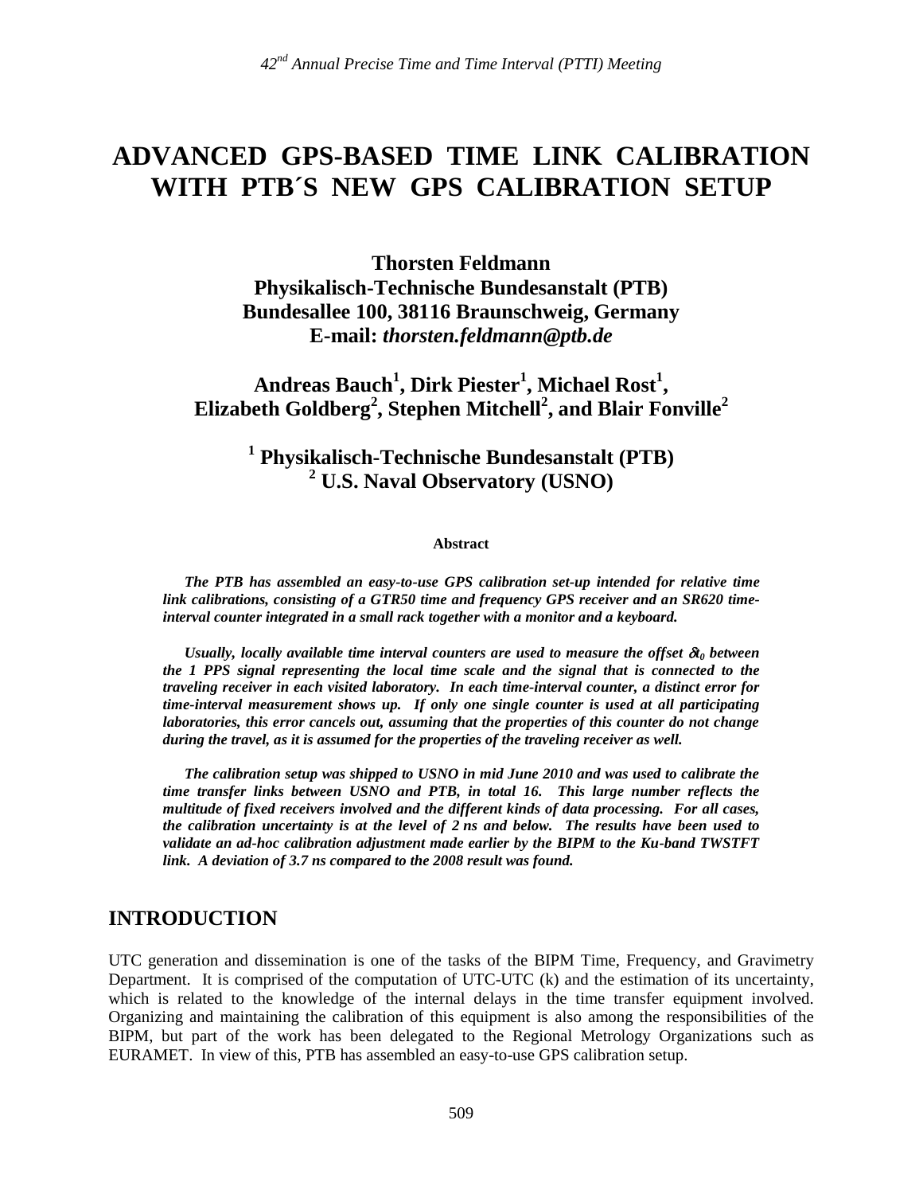# ADVANCED GPS-BASED TIME LINK CALIBRATION WITH PTB´S NEW GPS CALIBRATION SETUP

**Thorsten Feldmann**
**Physikalisch-Technische Bundesanstalt (PTB)**
**Bundesallee 100, 38116 Braunschweig, Germany**
**E-mail: *thorsten.feldmann@ptb.de***

**Andreas Bauch[1], Dirk Piester[1], Michael Rost[1], Elizabeth Goldberg[2], Stephen Mitchell[2], and Blair Fonville[2]**

**[1] Physikalisch-Technische Bundesanstalt (PTB)**
**[2] U.S. Naval Observatory (USNO)**

### Abstract

***The PTB has assembled an easy-to-use GPS calibration set-up intended for relative time link calibrations, consisting of a GTR50 time and frequency GPS receiver and an SR620 time-interval counter integrated in a small rack together with a monitor and a keyboard.***

***Usually, locally available time interval counters are used to measure the offset $\delta t_0$ between the 1 PPS signal representing the local time scale and the signal that is connected to the traveling receiver in each visited laboratory. In each time-interval counter, a distinct error for time-interval measurement shows up. If only one single counter is used at all participating laboratories, this error cancels out, assuming that the properties of this counter do not change during the travel, as it is assumed for the properties of the traveling receiver as well.***

***The calibration setup was shipped to USNO in mid June 2010 and was used to calibrate the time transfer links between USNO and PTB, in total 16. This large number reflects the multitude of fixed receivers involved and the different kinds of data processing. For all cases, the calibration uncertainty is at the level of 2 ns and below. The results have been used to validate an ad-hoc calibration adjustment made earlier by the BIPM to the Ku-band TWSTFT link. A deviation of 3.7 ns compared to the 2008 result was found.***

## INTRODUCTION

UTC generation and dissemination is one of the tasks of the BIPM Time, Frequency, and Gravimetry Department. It is comprised of the computation of UTC-UTC (k) and the estimation of its uncertainty, which is related to the knowledge of the internal delays in the time transfer equipment involved. Organizing and maintaining the calibration of this equipment is also among the responsibilities of the BIPM, but part of the work has been delegated to the Regional Metrology Organizations such as EURAMET. In view of this, PTB has assembled an easy-to-use GPS calibration setup.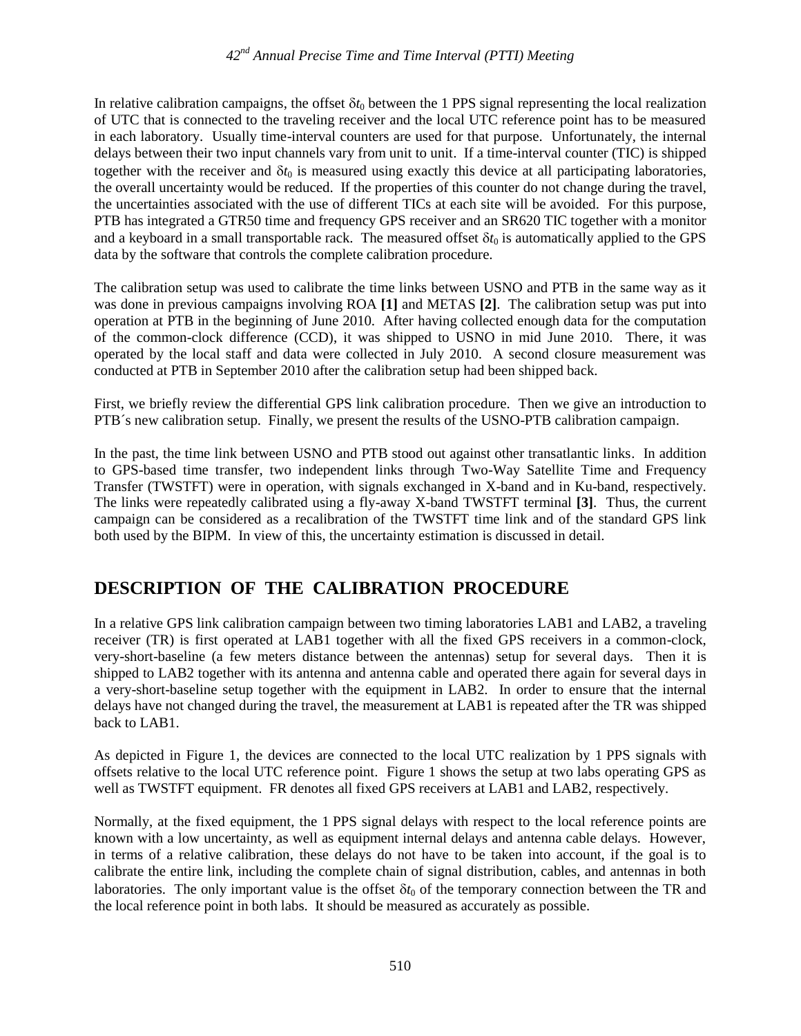In relative calibration campaigns, the offset $\delta t_0$ between the 1 PPS signal representing the local realization of UTC that is connected to the traveling receiver and the local UTC reference point has to be measured in each laboratory. Usually time-interval counters are used for that purpose. Unfortunately, the internal delays between their two input channels vary from unit to unit. If a time-interval counter (TIC) is shipped together with the receiver and $\delta t_0$ is measured using exactly this device at all participating laboratories, the overall uncertainty would be reduced. If the properties of this counter do not change during the travel, the uncertainties associated with the use of different TICs at each site will be avoided. For this purpose, PTB has integrated a GTR50 time and frequency GPS receiver and an SR620 TIC together with a monitor and a keyboard in a small transportable rack. The measured offset $\delta t_0$ is automatically applied to the GPS data by the software that controls the complete calibration procedure.

The calibration setup was used to calibrate the time links between USNO and PTB in the same way as it was done in previous campaigns involving ROA **[1]** and METAS **[2]**. The calibration setup was put into operation at PTB in the beginning of June 2010. After having collected enough data for the computation of the common-clock difference (CCD), it was shipped to USNO in mid June 2010. There, it was operated by the local staff and data were collected in July 2010. A second closure measurement was conducted at PTB in September 2010 after the calibration setup had been shipped back.

First, we briefly review the differential GPS link calibration procedure. Then we give an introduction to PTB´s new calibration setup. Finally, we present the results of the USNO-PTB calibration campaign.

In the past, the time link between USNO and PTB stood out against other transatlantic links. In addition to GPS-based time transfer, two independent links through Two-Way Satellite Time and Frequency Transfer (TWSTFT) were in operation, with signals exchanged in X-band and in Ku-band, respectively. The links were repeatedly calibrated using a fly-away X-band TWSTFT terminal **[3]**. Thus, the current campaign can be considered as a recalibration of the TWSTFT time link and of the standard GPS link both used by the BIPM. In view of this, the uncertainty estimation is discussed in detail.

## DESCRIPTION OF THE CALIBRATION PROCEDURE

In a relative GPS link calibration campaign between two timing laboratories LAB1 and LAB2, a traveling receiver (TR) is first operated at LAB1 together with all the fixed GPS receivers in a common-clock, very-short-baseline (a few meters distance between the antennas) setup for several days. Then it is shipped to LAB2 together with its antenna and antenna cable and operated there again for several days in a very-short-baseline setup together with the equipment in LAB2. In order to ensure that the internal delays have not changed during the travel, the measurement at LAB1 is repeated after the TR was shipped back to LAB1.

As depicted in Figure 1, the devices are connected to the local UTC realization by 1 PPS signals with offsets relative to the local UTC reference point. Figure 1 shows the setup at two labs operating GPS as well as TWSTFT equipment. FR denotes all fixed GPS receivers at LAB1 and LAB2, respectively.

Normally, at the fixed equipment, the 1 PPS signal delays with respect to the local reference points are known with a low uncertainty, as well as equipment internal delays and antenna cable delays. However, in terms of a relative calibration, these delays do not have to be taken into account, if the goal is to calibrate the entire link, including the complete chain of signal distribution, cables, and antennas in both laboratories. The only important value is the offset $\delta t_0$ of the temporary connection between the TR and the local reference point in both labs. It should be measured as accurately as possible.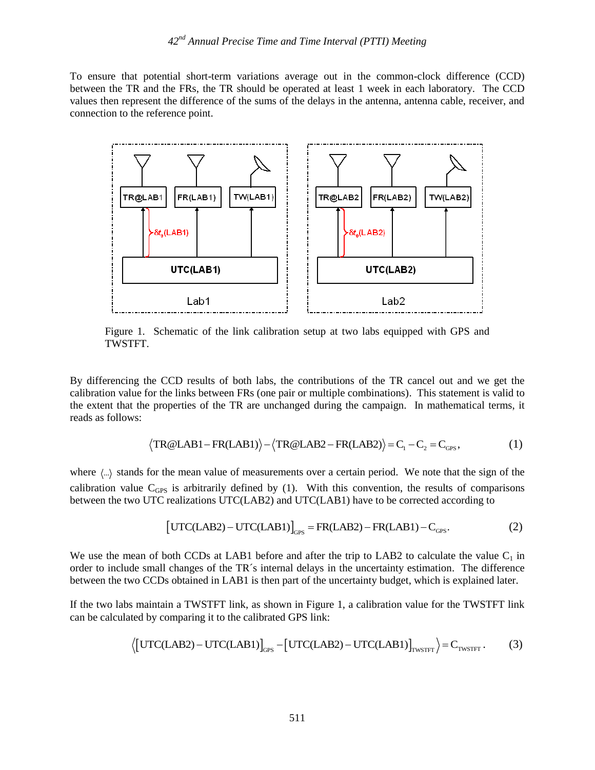To ensure that potential short-term variations average out in the common-clock difference (CCD) between the TR and the FRs, the TR should be operated at least 1 week in each laboratory. The CCD values then represent the difference of the sums of the delays in the antenna, antenna cable, receiver, and connection to the reference point.

Figure 1. Schematic of the link calibration setup at two labs equipped with GPS and TWSTFT.

By differencing the CCD results of both labs, the contributions of the TR cancel out and we get the calibration value for the links between FRs (one pair or multiple combinations). This statement is valid to the extent that the properties of the TR are unchanged during the campaign. In mathematical terms, it reads as follows:

$$\langle \text{TR@LAB1} - \text{FR(LAB1)} \rangle - \langle \text{TR@LAB2} - \text{FR(LAB2)} \rangle = \text{C}_1 - \text{C}_2 = \text{C}_{\text{GPS}}, \quad (1)$$

where $\langle ... \rangle$ stands for the mean value of measurements over a certain period. We note that the sign of the calibration value $\text{C}_{\text{GPS}}$ is arbitrarily defined by (1). With this convention, the results of comparisons between the two UTC realizations UTC(LAB2) and UTC(LAB1) have to be corrected according to

$$[\text{UTC(LAB2)} - \text{UTC(LAB1)}]_{\text{GPS}} = \text{FR(LAB2)} - \text{FR(LAB1)} - \text{C}_{\text{GPS}}. \quad (2)$$

We use the mean of both CCDs at LAB1 before and after the trip to LAB2 to calculate the value $\text{C}_1$ in order to include small changes of the TR´s internal delays in the uncertainty estimation. The difference between the two CCDs obtained in LAB1 is then part of the uncertainty budget, which is explained later.

If the two labs maintain a TWSTFT link, as shown in Figure 1, a calibration value for the TWSTFT link can be calculated by comparing it to the calibrated GPS link:

$$\langle [\text{UTC(LAB2)} - \text{UTC(LAB1)}]_{\text{GPS}} - [\text{UTC(LAB2)} - \text{UTC(LAB1)}]_{\text{TWSTFT}} \rangle = \text{C}_{\text{TWSTFT}}. \quad (3)$$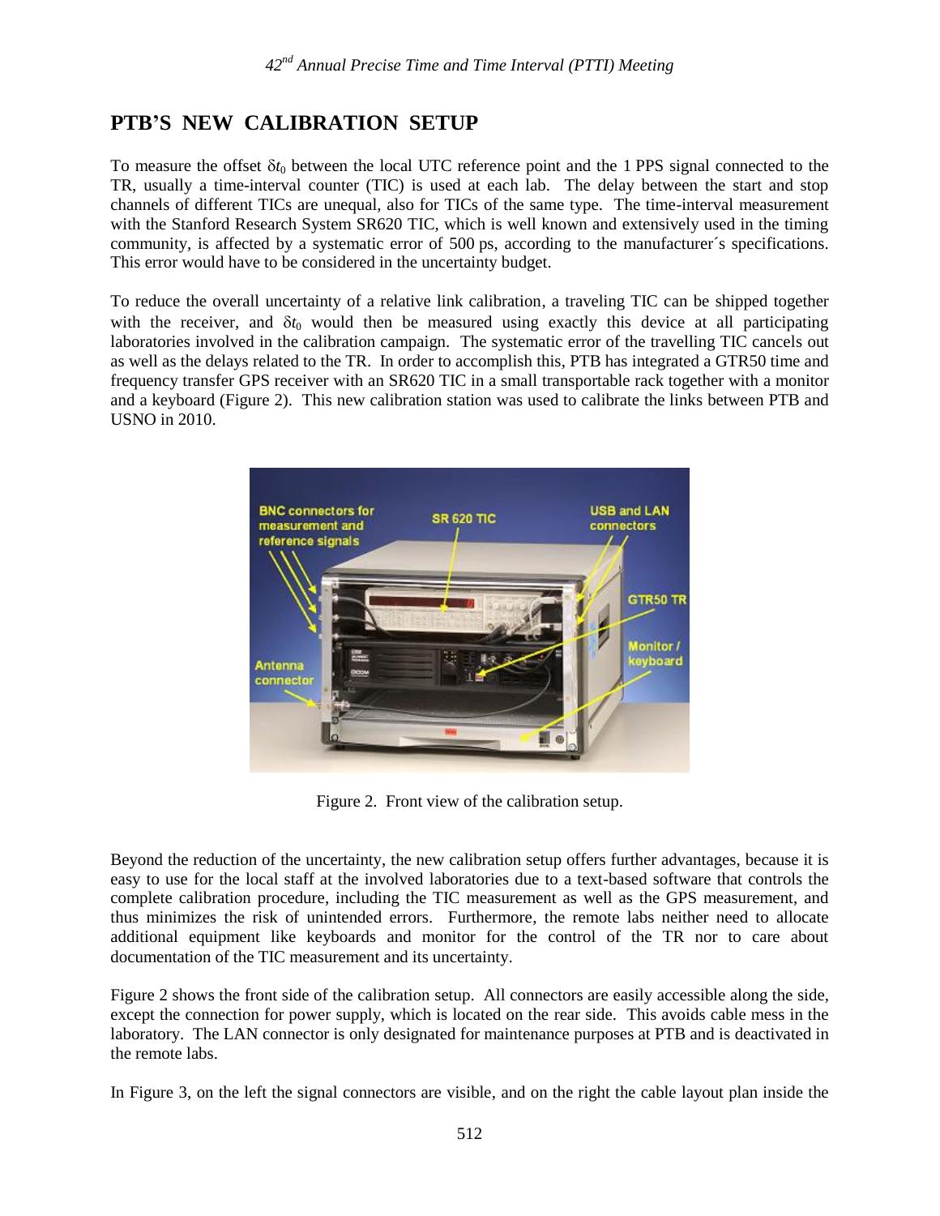## PTB'S NEW CALIBRATION SETUP

To measure the offset $\delta t_0$ between the local UTC reference point and the 1 PPS signal connected to the TR, usually a time-interval counter (TIC) is used at each lab. The delay between the start and stop channels of different TICs are unequal, also for TICs of the same type. The time-interval measurement with the Stanford Research System SR620 TIC, which is well known and extensively used in the timing community, is affected by a systematic error of 500 ps, according to the manufacturer´s specifications. This error would have to be considered in the uncertainty budget.

To reduce the overall uncertainty of a relative link calibration, a traveling TIC can be shipped together with the receiver, and $\delta t_0$ would then be measured using exactly this device at all participating laboratories involved in the calibration campaign. The systematic error of the travelling TIC cancels out as well as the delays related to the TR. In order to accomplish this, PTB has integrated a GTR50 time and frequency transfer GPS receiver with an SR620 TIC in a small transportable rack together with a monitor and a keyboard (Figure 2). This new calibration station was used to calibrate the links between PTB and USNO in 2010.

Figure 2. Front view of the calibration setup.

Beyond the reduction of the uncertainty, the new calibration setup offers further advantages, because it is easy to use for the local staff at the involved laboratories due to a text-based software that controls the complete calibration procedure, including the TIC measurement as well as the GPS measurement, and thus minimizes the risk of unintended errors. Furthermore, the remote labs neither need to allocate additional equipment like keyboards and monitor for the control of the TR nor to care about documentation of the TIC measurement and its uncertainty.

Figure 2 shows the front side of the calibration setup. All connectors are easily accessible along the side, except the connection for power supply, which is located on the rear side. This avoids cable mess in the laboratory. The LAN connector is only designated for maintenance purposes at PTB and is deactivated in the remote labs.

In Figure 3, on the left the signal connectors are visible, and on the right the cable layout plan inside the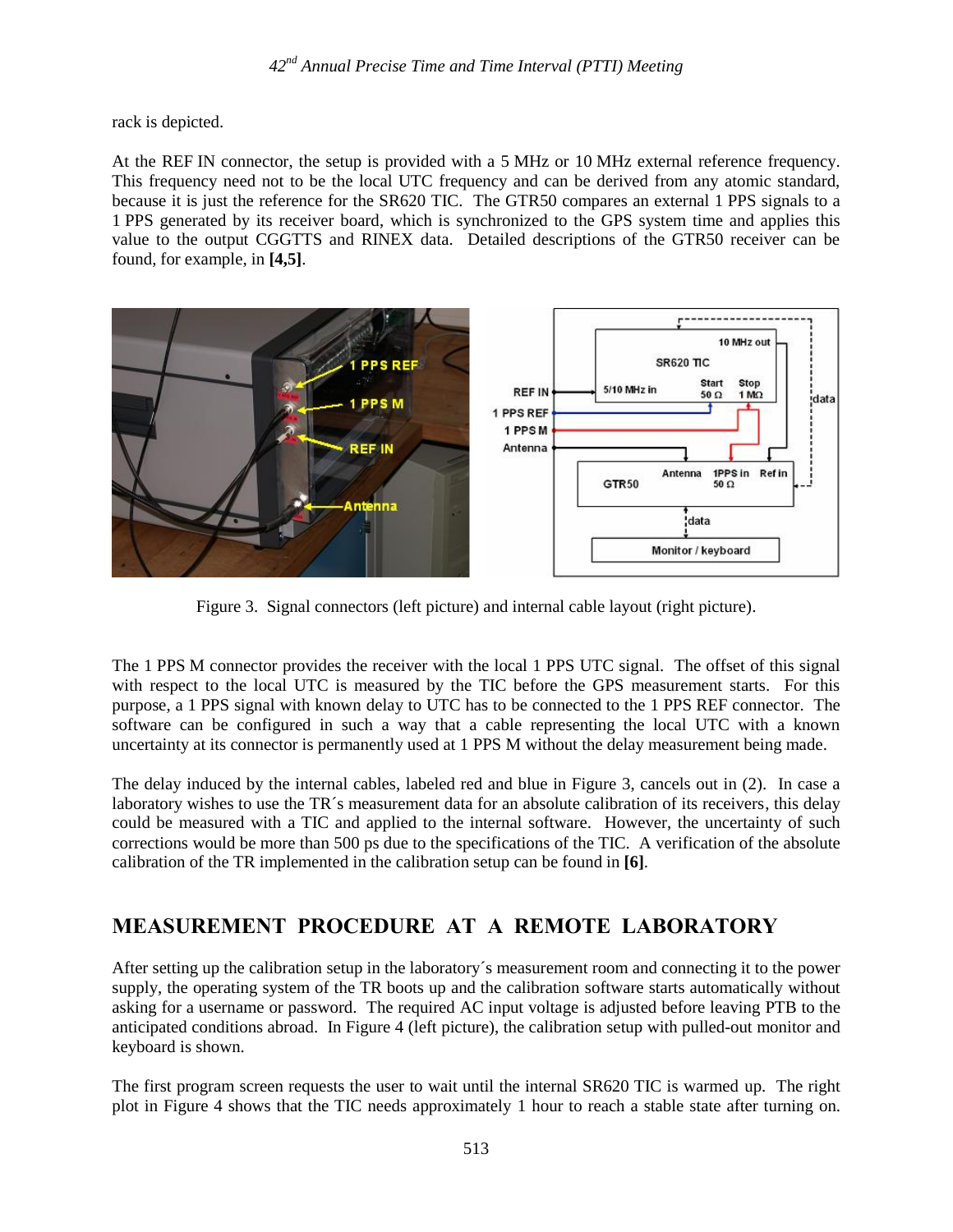rack is depicted.

At the REF IN connector, the setup is provided with a 5 MHz or 10 MHz external reference frequency. This frequency need not to be the local UTC frequency and can be derived from any atomic standard, because it is just the reference for the SR620 TIC. The GTR50 compares an external 1 PPS signals to a 1 PPS generated by its receiver board, which is synchronized to the GPS system time and applies this value to the output CGGTTS and RINEX data. Detailed descriptions of the GTR50 receiver can be found, for example, in **[4,5]**.

Figure 3. Signal connectors (left picture) and internal cable layout (right picture).

The 1 PPS M connector provides the receiver with the local 1 PPS UTC signal. The offset of this signal with respect to the local UTC is measured by the TIC before the GPS measurement starts. For this purpose, a 1 PPS signal with known delay to UTC has to be connected to the 1 PPS REF connector. The software can be configured in such a way that a cable representing the local UTC with a known uncertainty at its connector is permanently used at 1 PPS M without the delay measurement being made.

The delay induced by the internal cables, labeled red and blue in Figure 3, cancels out in (2). In case a laboratory wishes to use the TR´s measurement data for an absolute calibration of its receivers, this delay could be measured with a TIC and applied to the internal software. However, the uncertainty of such corrections would be more than 500 ps due to the specifications of the TIC. A verification of the absolute calibration of the TR implemented in the calibration setup can be found in **[6]**.

## MEASUREMENT PROCEDURE AT A REMOTE LABORATORY

After setting up the calibration setup in the laboratory´s measurement room and connecting it to the power supply, the operating system of the TR boots up and the calibration software starts automatically without asking for a username or password. The required AC input voltage is adjusted before leaving PTB to the anticipated conditions abroad. In Figure 4 (left picture), the calibration setup with pulled-out monitor and keyboard is shown.

The first program screen requests the user to wait until the internal SR620 TIC is warmed up. The right plot in Figure 4 shows that the TIC needs approximately 1 hour to reach a stable state after turning on.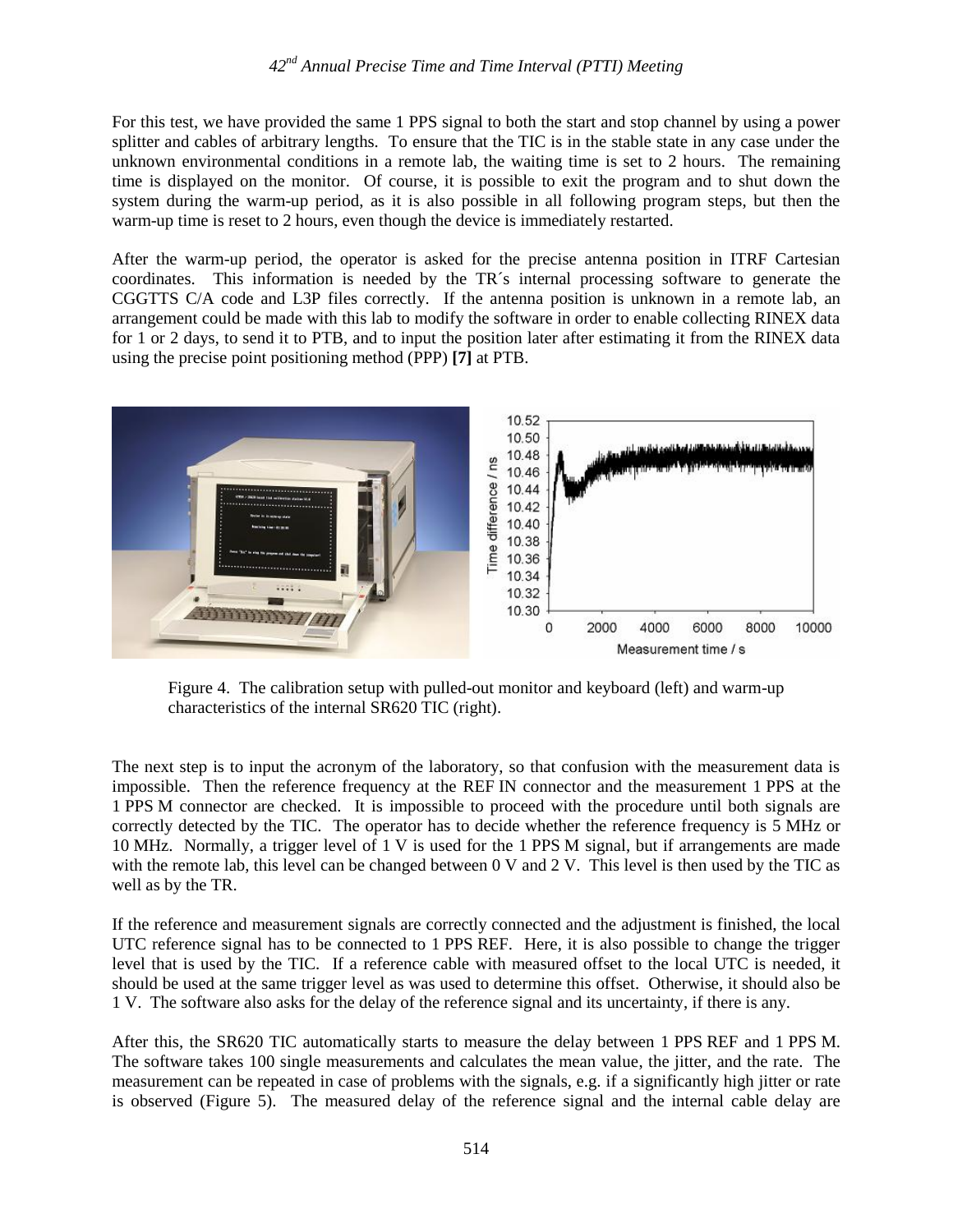For this test, we have provided the same 1 PPS signal to both the start and stop channel by using a power splitter and cables of arbitrary lengths. To ensure that the TIC is in the stable state in any case under the unknown environmental conditions in a remote lab, the waiting time is set to 2 hours. The remaining time is displayed on the monitor. Of course, it is possible to exit the program and to shut down the system during the warm-up period, as it is also possible in all following program steps, but then the warm-up time is reset to 2 hours, even though the device is immediately restarted.

After the warm-up period, the operator is asked for the precise antenna position in ITRF Cartesian coordinates. This information is needed by the TR´s internal processing software to generate the CGGTTS C/A code and L3P files correctly. If the antenna position is unknown in a remote lab, an arrangement could be made with this lab to modify the software in order to enable collecting RINEX data for 1 or 2 days, to send it to PTB, and to input the position later after estimating it from the RINEX data using the precise point positioning method (PPP) **[7]** at PTB.

Figure 4. The calibration setup with pulled-out monitor and keyboard (left) and warm-up characteristics of the internal SR620 TIC (right).

The next step is to input the acronym of the laboratory, so that confusion with the measurement data is impossible. Then the reference frequency at the REF IN connector and the measurement 1 PPS at the 1 PPS M connector are checked. It is impossible to proceed with the procedure until both signals are correctly detected by the TIC. The operator has to decide whether the reference frequency is 5 MHz or 10 MHz. Normally, a trigger level of 1 V is used for the 1 PPS M signal, but if arrangements are made with the remote lab, this level can be changed between 0 V and 2 V. This level is then used by the TIC as well as by the TR.

If the reference and measurement signals are correctly connected and the adjustment is finished, the local UTC reference signal has to be connected to 1 PPS REF. Here, it is also possible to change the trigger level that is used by the TIC. If a reference cable with measured offset to the local UTC is needed, it should be used at the same trigger level as was used to determine this offset. Otherwise, it should also be 1 V. The software also asks for the delay of the reference signal and its uncertainty, if there is any.

After this, the SR620 TIC automatically starts to measure the delay between 1 PPS REF and 1 PPS M. The software takes 100 single measurements and calculates the mean value, the jitter, and the rate. The measurement can be repeated in case of problems with the signals, e.g. if a significantly high jitter or rate is observed (Figure 5). The measured delay of the reference signal and the internal cable delay are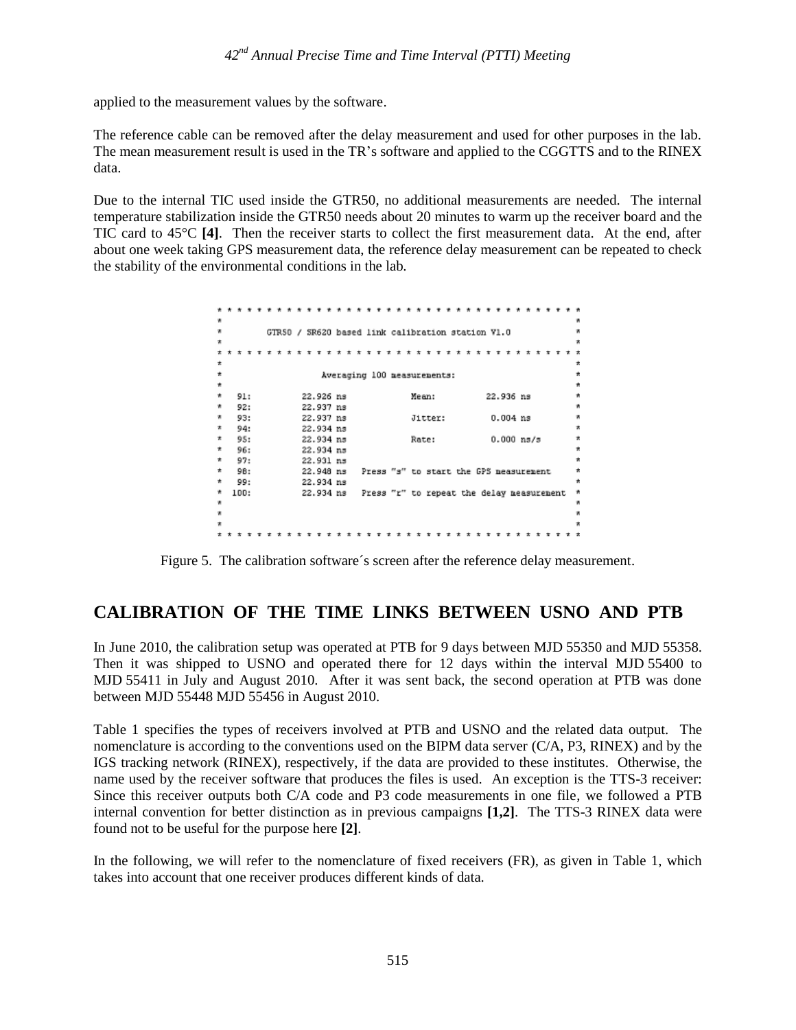applied to the measurement values by the software.

The reference cable can be removed after the delay measurement and used for other purposes in the lab. The mean measurement result is used in the TR's software and applied to the CGGTTS and to the RINEX data.

Due to the internal TIC used inside the GTR50, no additional measurements are needed. The internal temperature stabilization inside the GTR50 needs about 20 minutes to warm up the receiver board and the TIC card to 45°C **[4]**. Then the receiver starts to collect the first measurement data. At the end, after about one week taking GPS measurement data, the reference delay measurement can be repeated to check the stability of the environmental conditions in the lab.

```
* * * * * * * * * * * * * * * * * * * * * * * * * * * * * * * * * * * *
*                                                                      *
*       GTR50 / SR620 based link calibration station V1.0              *
*                                                                      *
* * * * * * * * * * * * * * * * * * * * * * * * * * * * * * * * * * * *
*                                                                      *
*                  Averaging 100 measurements:                         *
*                                                                      *
*   91:         22.926 ns           Mean:         22.936 ns            *
*   92:         22.937 ns                                              *
*   93:         22.937 ns           Jitter:        0.004 ns            *
*   94:         22.934 ns                                              *
*   95:         22.934 ns           Rate:          0.000 ns/s          *
*   96:         22.934 ns                                              *
*   97:         22.931 ns                                              *
*   98:         22.948 ns   Press "s" to start the GPS measurement     *
*   99:         22.934 ns                                              *
*  100:         22.934 ns   Press "r" to repeat the delay measurement  *
*                                                                      *
*                                                                      *
*                                                                      *
* * * * * * * * * * * * * * * * * * * * * * * * * * * * * * * * * * * *
```

Figure 5. The calibration software´s screen after the reference delay measurement.

## CALIBRATION OF THE TIME LINKS BETWEEN USNO AND PTB

In June 2010, the calibration setup was operated at PTB for 9 days between MJD 55350 and MJD 55358. Then it was shipped to USNO and operated there for 12 days within the interval MJD 55400 to MJD 55411 in July and August 2010. After it was sent back, the second operation at PTB was done between MJD 55448 MJD 55456 in August 2010.

Table 1 specifies the types of receivers involved at PTB and USNO and the related data output. The nomenclature is according to the conventions used on the BIPM data server (C/A, P3, RINEX) and by the IGS tracking network (RINEX), respectively, if the data are provided to these institutes. Otherwise, the name used by the receiver software that produces the files is used. An exception is the TTS-3 receiver: Since this receiver outputs both C/A code and P3 code measurements in one file, we followed a PTB internal convention for better distinction as in previous campaigns **[1,2]**. The TTS-3 RINEX data were found not to be useful for the purpose here **[2]**.

In the following, we will refer to the nomenclature of fixed receivers (FR), as given in Table 1, which takes into account that one receiver produces different kinds of data.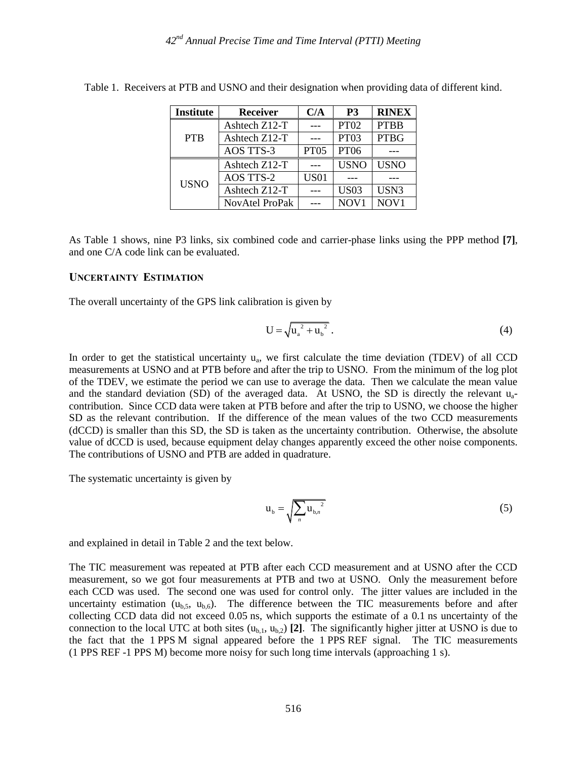Table 1. Receivers at PTB and USNO and their designation when providing data of different kind.

| Institute | Receiver | C/A | P3 | RINEX |
|---|---|---|---|---|
| PTB | Ashtech Z12-T | --- | PT02 | PTBB |
| | Ashtech Z12-T | --- | PT03 | PTBG |
| | AOS TTS-3 | PT05 | PT06 | --- |
| USNO | Ashtech Z12-T | --- | USNO | USNO |
| | AOS TTS-2 | US01 | --- | --- |
| | Ashtech Z12-T | --- | US03 | USN3 |
| | NovAtel ProPak | --- | NOV1 | NOV1 |

As Table 1 shows, nine P3 links, six combined code and carrier-phase links using the PPP method **[7]**, and one C/A code link can be evaluated.

## UNCERTAINTY ESTIMATION

The overall uncertainty of the GPS link calibration is given by

$$U = \sqrt{u_a^{\,2} + u_b^{\,2}} \,. \tag{4}$$

In order to get the statistical uncertainty $u_a$, we first calculate the time deviation (TDEV) of all CCD measurements at USNO and at PTB before and after the trip to USNO. From the minimum of the log plot of the TDEV, we estimate the period we can use to average the data. Then we calculate the mean value and the standard deviation (SD) of the averaged data. At USNO, the SD is directly the relevant $u_a$-contribution. Since CCD data were taken at PTB before and after the trip to USNO, we choose the higher SD as the relevant contribution. If the difference of the mean values of the two CCD measurements (dCCD) is smaller than this SD, the SD is taken as the uncertainty contribution. Otherwise, the absolute value of dCCD is used, because equipment delay changes apparently exceed the other noise components. The contributions of USNO and PTB are added in quadrature.

The systematic uncertainty is given by

$$u_b = \sqrt{\sum_n u_{b,n}^{\,2}} \tag{5}$$

and explained in detail in Table 2 and the text below.

The TIC measurement was repeated at PTB after each CCD measurement and at USNO after the CCD measurement, so we got four measurements at PTB and two at USNO. Only the measurement before each CCD was used. The second one was used for control only. The jitter values are included in the uncertainty estimation ($u_{b,5}$, $u_{b,6}$). The difference between the TIC measurements before and after collecting CCD data did not exceed 0.05 ns, which supports the estimate of a 0.1 ns uncertainty of the connection to the local UTC at both sites ($u_{b,1}$, $u_{b,2}$) **[2]**. The significantly higher jitter at USNO is due to the fact that the 1 PPS M signal appeared before the 1 PPS REF signal. The TIC measurements (1 PPS REF -1 PPS M) become more noisy for such long time intervals (approaching 1 s).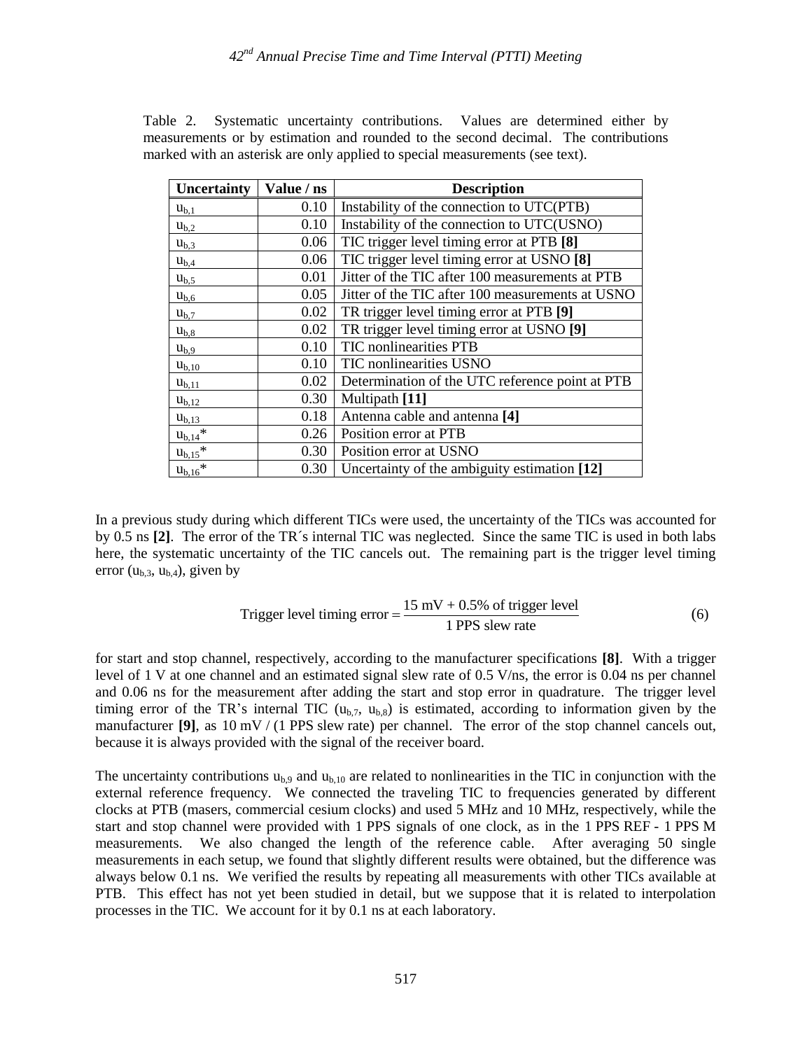Table 2. Systematic uncertainty contributions. Values are determined either by measurements or by estimation and rounded to the second decimal. The contributions marked with an asterisk are only applied to special measurements (see text).

| Uncertainty | Value / ns | Description |
|---|---|---|
| $u_{b,1}$ | 0.10 | Instability of the connection to UTC(PTB) |
| $u_{b,2}$ | 0.10 | Instability of the connection to UTC(USNO) |
| $u_{b,3}$ | 0.06 | TIC trigger level timing error at PTB **[8]** |
| $u_{b,4}$ | 0.06 | TIC trigger level timing error at USNO **[8]** |
| $u_{b,5}$ | 0.01 | Jitter of the TIC after 100 measurements at PTB |
| $u_{b,6}$ | 0.05 | Jitter of the TIC after 100 measurements at USNO |
| $u_{b,7}$ | 0.02 | TR trigger level timing error at PTB **[9]** |
| $u_{b,8}$ | 0.02 | TR trigger level timing error at USNO **[9]** |
| $u_{b,9}$ | 0.10 | TIC nonlinearities PTB |
| $u_{b,10}$ | 0.10 | TIC nonlinearities USNO |
| $u_{b,11}$ | 0.02 | Determination of the UTC reference point at PTB |
| $u_{b,12}$ | 0.30 | Multipath **[11]** |
| $u_{b,13}$ | 0.18 | Antenna cable and antenna **[4]** |
| $u_{b,14}$* | 0.26 | Position error at PTB |
| $u_{b,15}$* | 0.30 | Position error at USNO |
| $u_{b,16}$* | 0.30 | Uncertainty of the ambiguity estimation **[12]** |

In a previous study during which different TICs were used, the uncertainty of the TICs was accounted for by 0.5 ns **[2]**. The error of the TR´s internal TIC was neglected. Since the same TIC is used in both labs here, the systematic uncertainty of the TIC cancels out. The remaining part is the trigger level timing error ($u_{b,3}$, $u_{b,4}$), given by

$$\text{Trigger level timing error} = \frac{15\ \text{mV} + 0.5\%\ \text{of trigger level}}{1\ \text{PPS slew rate}} \tag{6}$$

for start and stop channel, respectively, according to the manufacturer specifications **[8]**. With a trigger level of 1 V at one channel and an estimated signal slew rate of 0.5 V/ns, the error is 0.04 ns per channel and 0.06 ns for the measurement after adding the start and stop error in quadrature. The trigger level timing error of the TR's internal TIC ($u_{b,7}$, $u_{b,8}$) is estimated, according to information given by the manufacturer **[9]**, as 10 mV / (1 PPS slew rate) per channel. The error of the stop channel cancels out, because it is always provided with the signal of the receiver board.

The uncertainty contributions $u_{b,9}$ and $u_{b,10}$ are related to nonlinearities in the TIC in conjunction with the external reference frequency. We connected the traveling TIC to frequencies generated by different clocks at PTB (masers, commercial cesium clocks) and used 5 MHz and 10 MHz, respectively, while the start and stop channel were provided with 1 PPS signals of one clock, as in the 1 PPS REF - 1 PPS M measurements. We also changed the length of the reference cable. After averaging 50 single measurements in each setup, we found that slightly different results were obtained, but the difference was always below 0.1 ns. We verified the results by repeating all measurements with other TICs available at PTB. This effect has not yet been studied in detail, but we suppose that it is related to interpolation processes in the TIC. We account for it by 0.1 ns at each laboratory.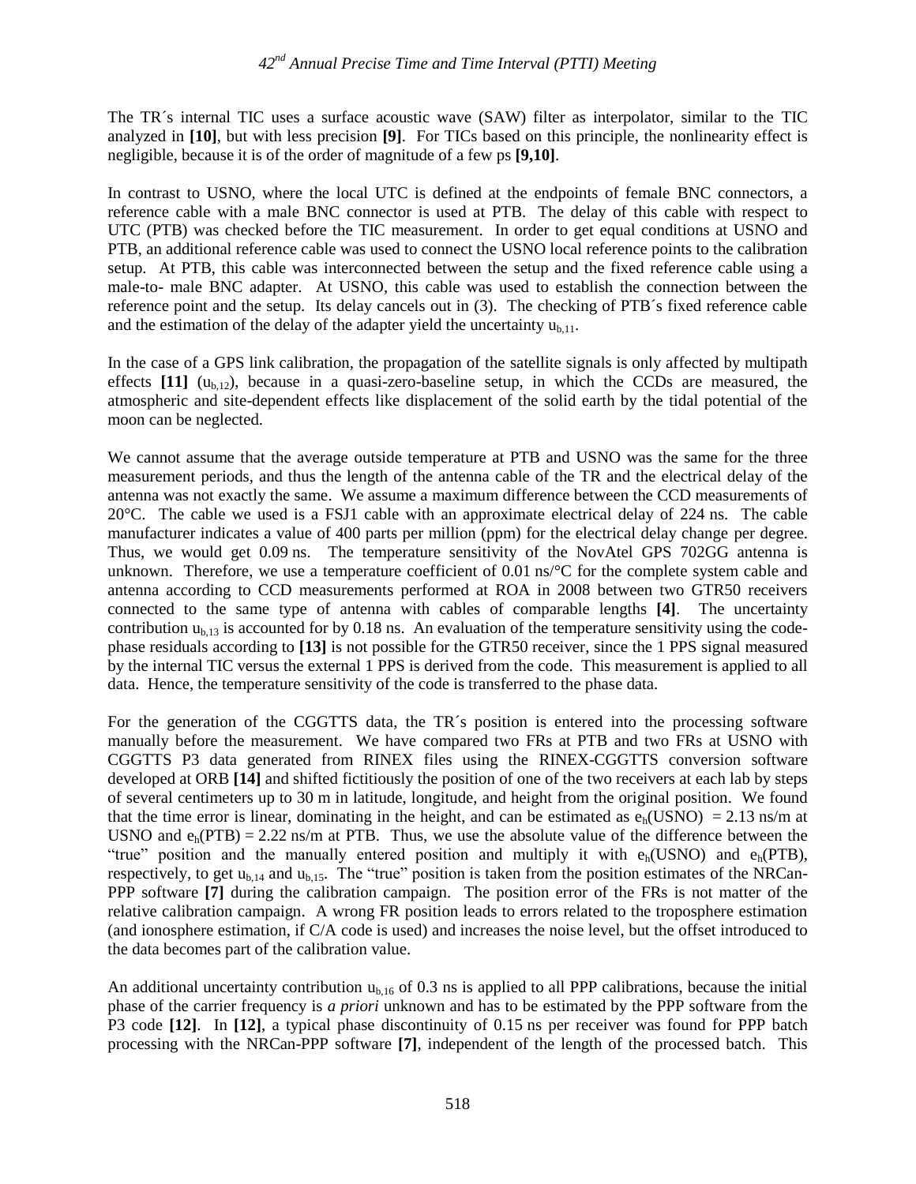The TR´s internal TIC uses a surface acoustic wave (SAW) filter as interpolator, similar to the TIC analyzed in **[10]**, but with less precision **[9]**. For TICs based on this principle, the nonlinearity effect is negligible, because it is of the order of magnitude of a few ps **[9,10]**.

In contrast to USNO, where the local UTC is defined at the endpoints of female BNC connectors, a reference cable with a male BNC connector is used at PTB. The delay of this cable with respect to UTC (PTB) was checked before the TIC measurement. In order to get equal conditions at USNO and PTB, an additional reference cable was used to connect the USNO local reference points to the calibration setup. At PTB, this cable was interconnected between the setup and the fixed reference cable using a male-to- male BNC adapter. At USNO, this cable was used to establish the connection between the reference point and the setup. Its delay cancels out in (3). The checking of PTB´s fixed reference cable and the estimation of the delay of the adapter yield the uncertainty $u_{b,11}$.

In the case of a GPS link calibration, the propagation of the satellite signals is only affected by multipath effects **[11]** ($u_{b,12}$), because in a quasi-zero-baseline setup, in which the CCDs are measured, the atmospheric and site-dependent effects like displacement of the solid earth by the tidal potential of the moon can be neglected.

We cannot assume that the average outside temperature at PTB and USNO was the same for the three measurement periods, and thus the length of the antenna cable of the TR and the electrical delay of the antenna was not exactly the same. We assume a maximum difference between the CCD measurements of 20°C. The cable we used is a FSJ1 cable with an approximate electrical delay of 224 ns. The cable manufacturer indicates a value of 400 parts per million (ppm) for the electrical delay change per degree. Thus, we would get 0.09 ns. The temperature sensitivity of the NovAtel GPS 702GG antenna is unknown. Therefore, we use a temperature coefficient of 0.01 ns/°C for the complete system cable and antenna according to CCD measurements performed at ROA in 2008 between two GTR50 receivers connected to the same type of antenna with cables of comparable lengths **[4]**. The uncertainty contribution $u_{b,13}$ is accounted for by 0.18 ns. An evaluation of the temperature sensitivity using the code-phase residuals according to **[13]** is not possible for the GTR50 receiver, since the 1 PPS signal measured by the internal TIC versus the external 1 PPS is derived from the code. This measurement is applied to all data. Hence, the temperature sensitivity of the code is transferred to the phase data.

For the generation of the CGGTTS data, the TR´s position is entered into the processing software manually before the measurement. We have compared two FRs at PTB and two FRs at USNO with CGGTTS P3 data generated from RINEX files using the RINEX-CGGTTS conversion software developed at ORB **[14]** and shifted fictitiously the position of one of the two receivers at each lab by steps of several centimeters up to 30 m in latitude, longitude, and height from the original position. We found that the time error is linear, dominating in the height, and can be estimated as $e_h(\text{USNO}) = 2.13$ ns/m at USNO and $e_h(\text{PTB}) = 2.22$ ns/m at PTB. Thus, we use the absolute value of the difference between the "true" position and the manually entered position and multiply it with $e_h(\text{USNO})$ and $e_h(\text{PTB})$, respectively, to get $u_{b,14}$ and $u_{b,15}$. The "true" position is taken from the position estimates of the NRCan-PPP software **[7]** during the calibration campaign. The position error of the FRs is not matter of the relative calibration campaign. A wrong FR position leads to errors related to the troposphere estimation (and ionosphere estimation, if C/A code is used) and increases the noise level, but the offset introduced to the data becomes part of the calibration value.

An additional uncertainty contribution $u_{b,16}$ of 0.3 ns is applied to all PPP calibrations, because the initial phase of the carrier frequency is *a priori* unknown and has to be estimated by the PPP software from the P3 code **[12]**. In **[12]**, a typical phase discontinuity of 0.15 ns per receiver was found for PPP batch processing with the NRCan-PPP software **[7]**, independent of the length of the processed batch. This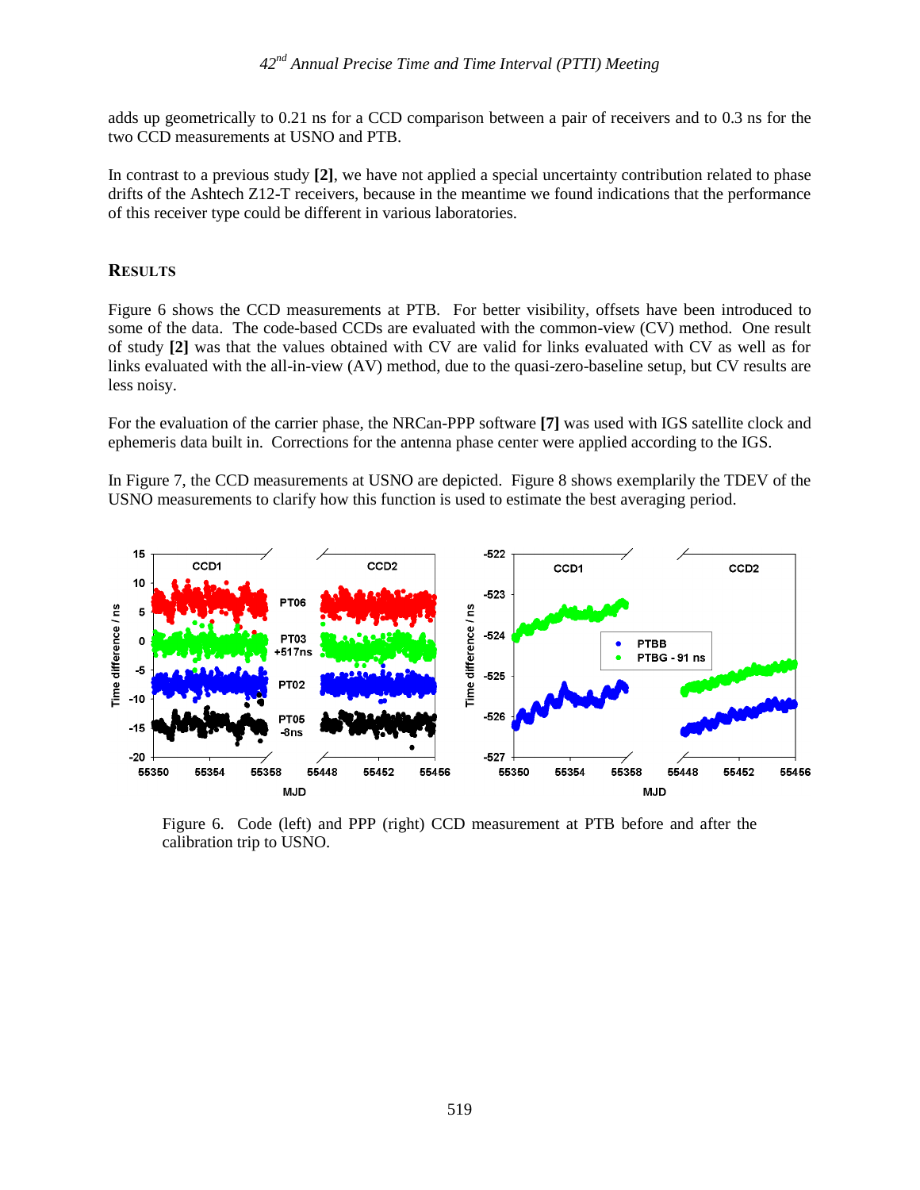adds up geometrically to 0.21 ns for a CCD comparison between a pair of receivers and to 0.3 ns for the two CCD measurements at USNO and PTB.

In contrast to a previous study **[2]**, we have not applied a special uncertainty contribution related to phase drifts of the Ashtech Z12-T receivers, because in the meantime we found indications that the performance of this receiver type could be different in various laboratories.

## RESULTS

Figure 6 shows the CCD measurements at PTB. For better visibility, offsets have been introduced to some of the data. The code-based CCDs are evaluated with the common-view (CV) method. One result of study **[2]** was that the values obtained with CV are valid for links evaluated with CV as well as for links evaluated with the all-in-view (AV) method, due to the quasi-zero-baseline setup, but CV results are less noisy.

For the evaluation of the carrier phase, the NRCan-PPP software **[7]** was used with IGS satellite clock and ephemeris data built in. Corrections for the antenna phase center were applied according to the IGS.

In Figure 7, the CCD measurements at USNO are depicted. Figure 8 shows exemplarily the TDEV of the USNO measurements to clarify how this function is used to estimate the best averaging period.

Figure 6. Code (left) and PPP (right) CCD measurement at PTB before and after the calibration trip to USNO.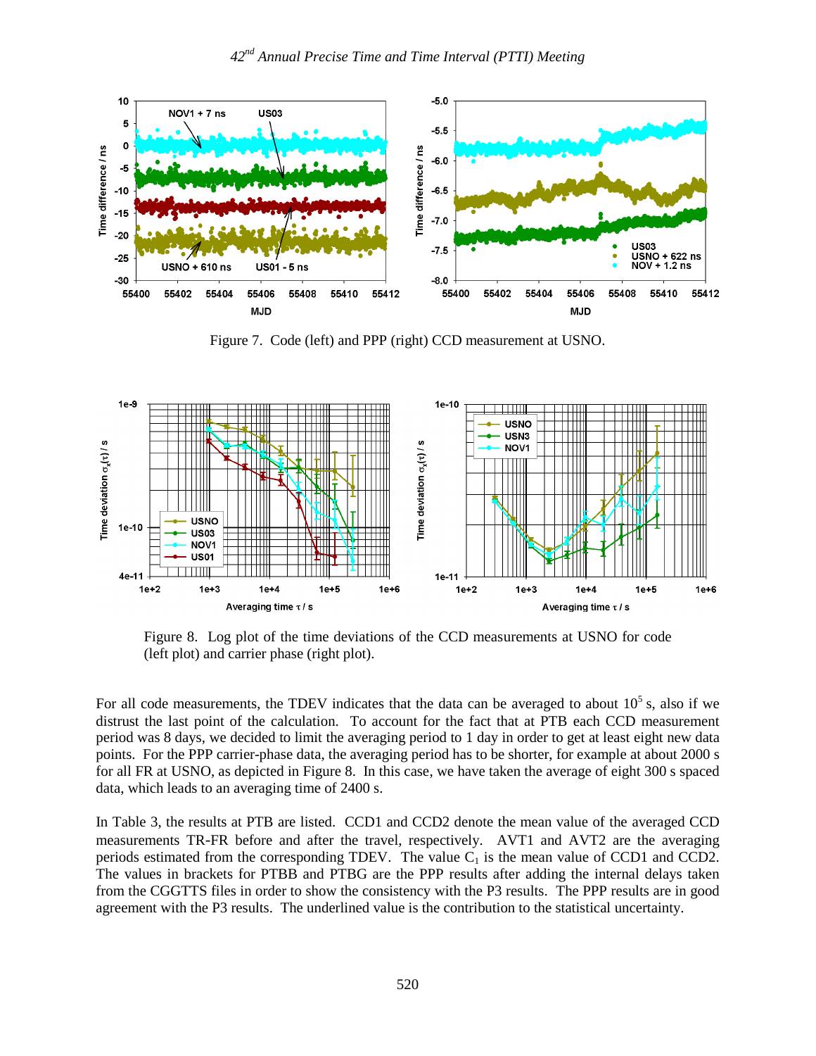Figure 7. Code (left) and PPP (right) CCD measurement at USNO.

Figure 8. Log plot of the time deviations of the CCD measurements at USNO for code (left plot) and carrier phase (right plot).

For all code measurements, the TDEV indicates that the data can be averaged to about $10^5$ s, also if we distrust the last point of the calculation. To account for the fact that at PTB each CCD measurement period was 8 days, we decided to limit the averaging period to 1 day in order to get at least eight new data points. For the PPP carrier-phase data, the averaging period has to be shorter, for example at about 2000 s for all FR at USNO, as depicted in Figure 8. In this case, we have taken the average of eight 300 s spaced data, which leads to an averaging time of 2400 s.

In Table 3, the results at PTB are listed. CCD1 and CCD2 denote the mean value of the averaged CCD measurements TR-FR before and after the travel, respectively. AVT1 and AVT2 are the averaging periods estimated from the corresponding TDEV. The value $C_1$ is the mean value of CCD1 and CCD2. The values in brackets for PTBB and PTBG are the PPP results after adding the internal delays taken from the CGGTTS files in order to show the consistency with the P3 results. The PPP results are in good agreement with the P3 results. The underlined value is the contribution to the statistical uncertainty.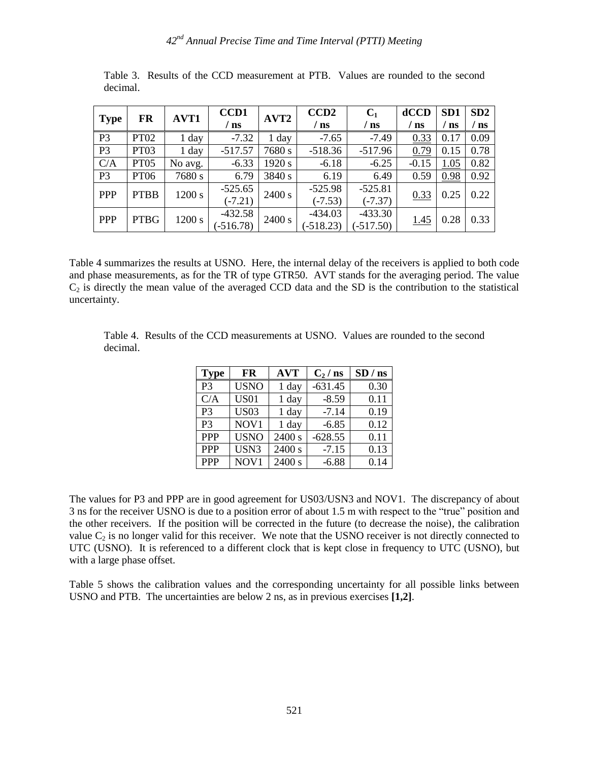Table 3. Results of the CCD measurement at PTB. Values are rounded to the second decimal.

| Type | FR | AVT1 | CCD1 / ns | AVT2 | CCD2 / ns | $C_1$ / ns | dCCD / ns | SD1 / ns | SD2 / ns |
|---|---|---|---|---|---|---|---|---|---|
| P3 | PT02 | 1 day | -7.32 | 1 day | -7.65 | -7.49 | <u>0.33</u> | 0.17 | 0.09 |
| P3 | PT03 | 1 day | -517.57 | 7680 s | -518.36 | -517.96 | <u>0.79</u> | 0.15 | 0.78 |
| C/A | PT05 | No avg. | -6.33 | 1920 s | -6.18 | -6.25 | -0.15 | <u>1.05</u> | 0.82 |
| P3 | PT06 | 7680 s | 6.79 | 3840 s | 6.19 | 6.49 | 0.59 | <u>0.98</u> | 0.92 |
| PPP | PTBB | 1200 s | -525.65 (-7.21) | 2400 s | -525.98 (-7.53) | -525.81 (-7.37) | <u>0.33</u> | 0.25 | 0.22 |
| PPP | PTBG | 1200 s | -432.58 (-516.78) | 2400 s | -434.03 (-518.23) | -433.30 (-517.50) | <u>1.45</u> | 0.28 | 0.33 |

Table 4 summarizes the results at USNO. Here, the internal delay of the receivers is applied to both code and phase measurements, as for the TR of type GTR50. AVT stands for the averaging period. The value $C_2$ is directly the mean value of the averaged CCD data and the SD is the contribution to the statistical uncertainty.

Table 4. Results of the CCD measurements at USNO. Values are rounded to the second decimal.

| Type | FR | AVT | $C_2$ / ns | SD / ns |
|---|---|---|---|---|
| P3 | USNO | 1 day | -631.45 | 0.30 |
| C/A | US01 | 1 day | -8.59 | 0.11 |
| P3 | US03 | 1 day | -7.14 | 0.19 |
| P3 | NOV1 | 1 day | -6.85 | 0.12 |
| PPP | USNO | 2400 s | -628.55 | 0.11 |
| PPP | USN3 | 2400 s | -7.15 | 0.13 |
| PPP | NOV1 | 2400 s | -6.88 | 0.14 |

The values for P3 and PPP are in good agreement for US03/USN3 and NOV1. The discrepancy of about 3 ns for the receiver USNO is due to a position error of about 1.5 m with respect to the "true" position and the other receivers. If the position will be corrected in the future (to decrease the noise), the calibration value $C_2$ is no longer valid for this receiver. We note that the USNO receiver is not directly connected to UTC (USNO). It is referenced to a different clock that is kept close in frequency to UTC (USNO), but with a large phase offset.

Table 5 shows the calibration values and the corresponding uncertainty for all possible links between USNO and PTB. The uncertainties are below 2 ns, as in previous exercises **[1,2]**.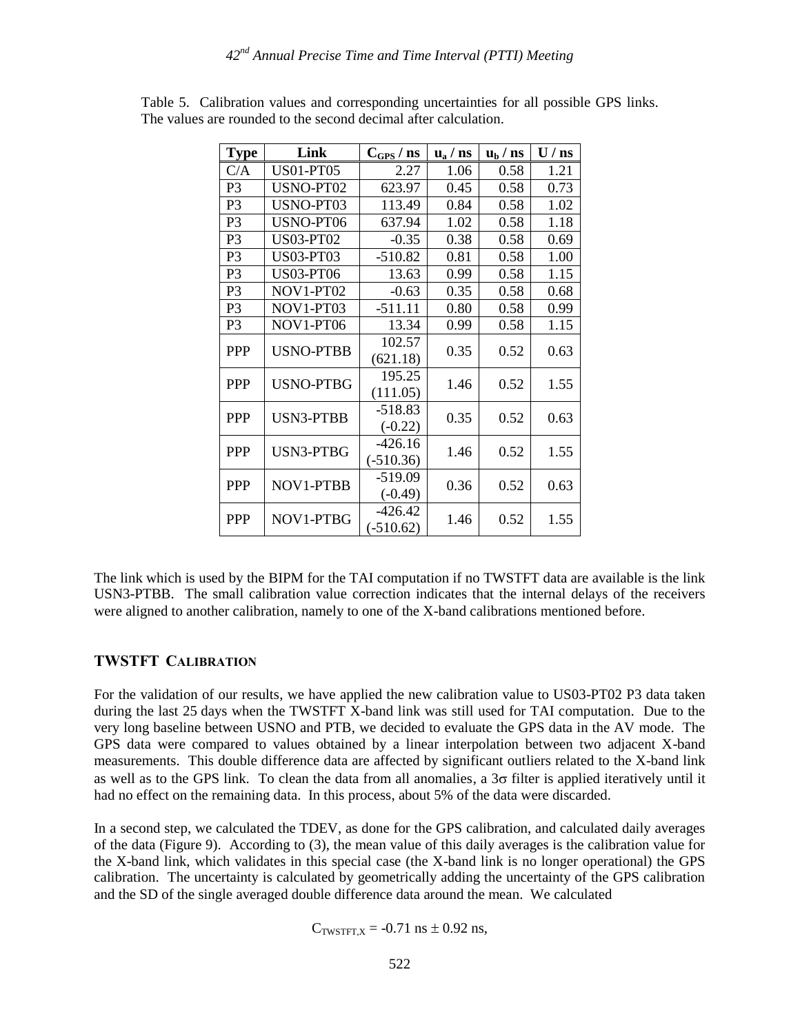Table 5. Calibration values and corresponding uncertainties for all possible GPS links. The values are rounded to the second decimal after calculation.

| Type | Link | $C_{GPS}$ / ns | $u_a$ / ns | $u_b$ / ns | U / ns |
|---|---|---|---|---|---|
| C/A | US01-PT05 | 2.27 | 1.06 | 0.58 | 1.21 |
| P3 | USNO-PT02 | 623.97 | 0.45 | 0.58 | 0.73 |
| P3 | USNO-PT03 | 113.49 | 0.84 | 0.58 | 1.02 |
| P3 | USNO-PT06 | 637.94 | 1.02 | 0.58 | 1.18 |
| P3 | US03-PT02 | -0.35 | 0.38 | 0.58 | 0.69 |
| P3 | US03-PT03 | -510.82 | 0.81 | 0.58 | 1.00 |
| P3 | US03-PT06 | 13.63 | 0.99 | 0.58 | 1.15 |
| P3 | NOV1-PT02 | -0.63 | 0.35 | 0.58 | 0.68 |
| P3 | NOV1-PT03 | -511.11 | 0.80 | 0.58 | 0.99 |
| P3 | NOV1-PT06 | 13.34 | 0.99 | 0.58 | 1.15 |
| PPP | USNO-PTBB | 102.57 (621.18) | 0.35 | 0.52 | 0.63 |
| PPP | USNO-PTBG | 195.25 (111.05) | 1.46 | 0.52 | 1.55 |
| PPP | USN3-PTBB | -518.83 (-0.22) | 0.35 | 0.52 | 0.63 |
| PPP | USN3-PTBG | -426.16 (-510.36) | 1.46 | 0.52 | 1.55 |
| PPP | NOV1-PTBB | -519.09 (-0.49) | 0.36 | 0.52 | 0.63 |
| PPP | NOV1-PTBG | -426.42 (-510.62) | 1.46 | 0.52 | 1.55 |

The link which is used by the BIPM for the TAI computation if no TWSTFT data are available is the link USN3-PTBB. The small calibration value correction indicates that the internal delays of the receivers were aligned to another calibration, namely to one of the X-band calibrations mentioned before.

## TWSTFT CALIBRATION

For the validation of our results, we have applied the new calibration value to US03-PT02 P3 data taken during the last 25 days when the TWSTFT X-band link was still used for TAI computation. Due to the very long baseline between USNO and PTB, we decided to evaluate the GPS data in the AV mode. The GPS data were compared to values obtained by a linear interpolation between two adjacent X-band measurements. This double difference data are affected by significant outliers related to the X-band link as well as to the GPS link. To clean the data from all anomalies, a $3\sigma$ filter is applied iteratively until it had no effect on the remaining data. In this process, about 5% of the data were discarded.

In a second step, we calculated the TDEV, as done for the GPS calibration, and calculated daily averages of the data (Figure 9). According to (3), the mean value of this daily averages is the calibration value for the X-band link, which validates in this special case (the X-band link is no longer operational) the GPS calibration. The uncertainty is calculated by geometrically adding the uncertainty of the GPS calibration and the SD of the single averaged double difference data around the mean. We calculated

$$C_{TWSTFT,X} = -0.71 \text{ ns} \pm 0.92 \text{ ns},$$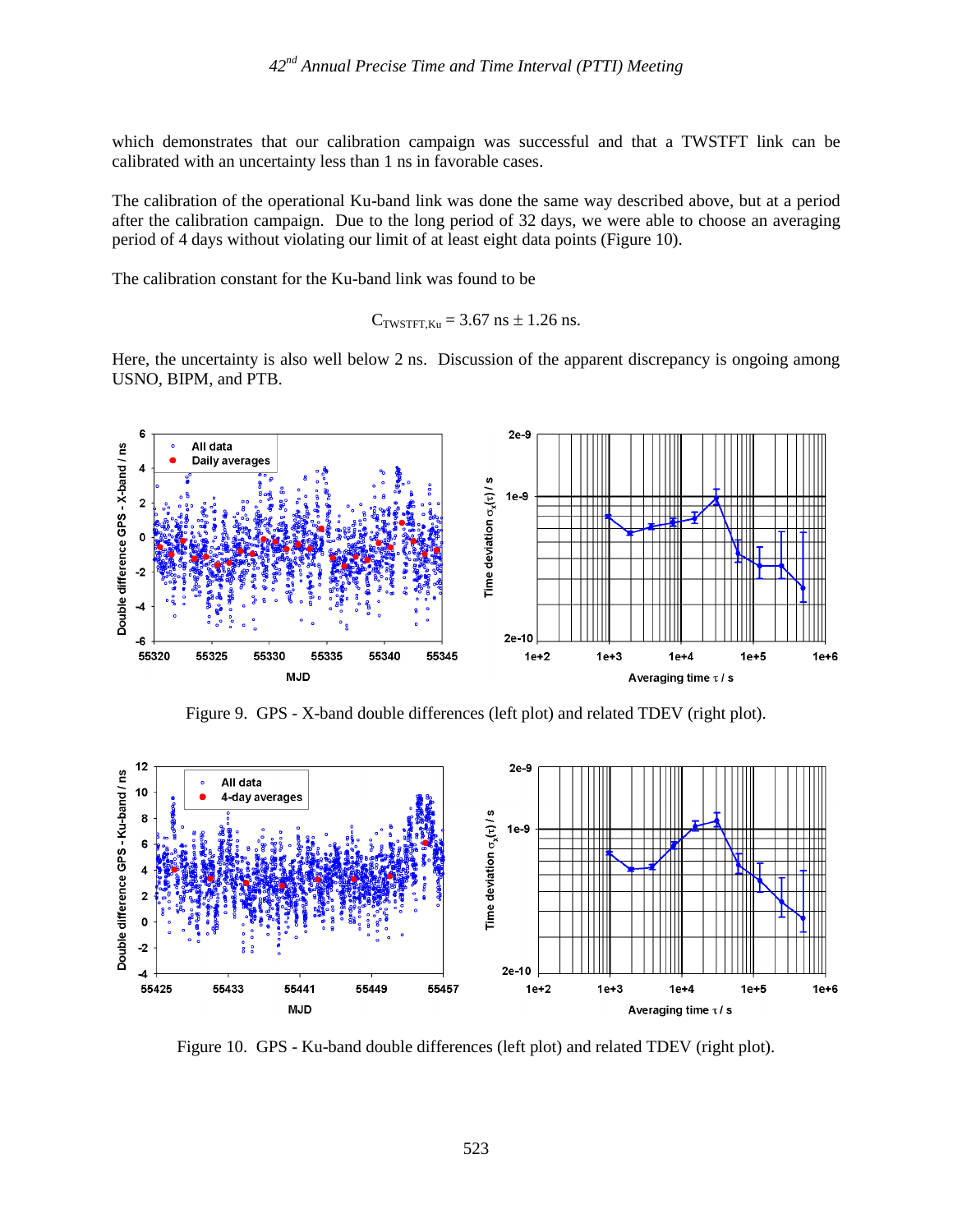which demonstrates that our calibration campaign was successful and that a TWSTFT link can be calibrated with an uncertainty less than 1 ns in favorable cases.

The calibration of the operational Ku-band link was done the same way described above, but at a period after the calibration campaign. Due to the long period of 32 days, we were able to choose an averaging period of 4 days without violating our limit of at least eight data points (Figure 10).

The calibration constant for the Ku-band link was found to be

$$C_{TWSTFT,Ku} = 3.67 \text{ ns} \pm 1.26 \text{ ns}.$$

Here, the uncertainty is also well below 2 ns. Discussion of the apparent discrepancy is ongoing among USNO, BIPM, and PTB.

Figure 9. GPS - X-band double differences (left plot) and related TDEV (right plot).

Figure 10. GPS - Ku-band double differences (left plot) and related TDEV (right plot).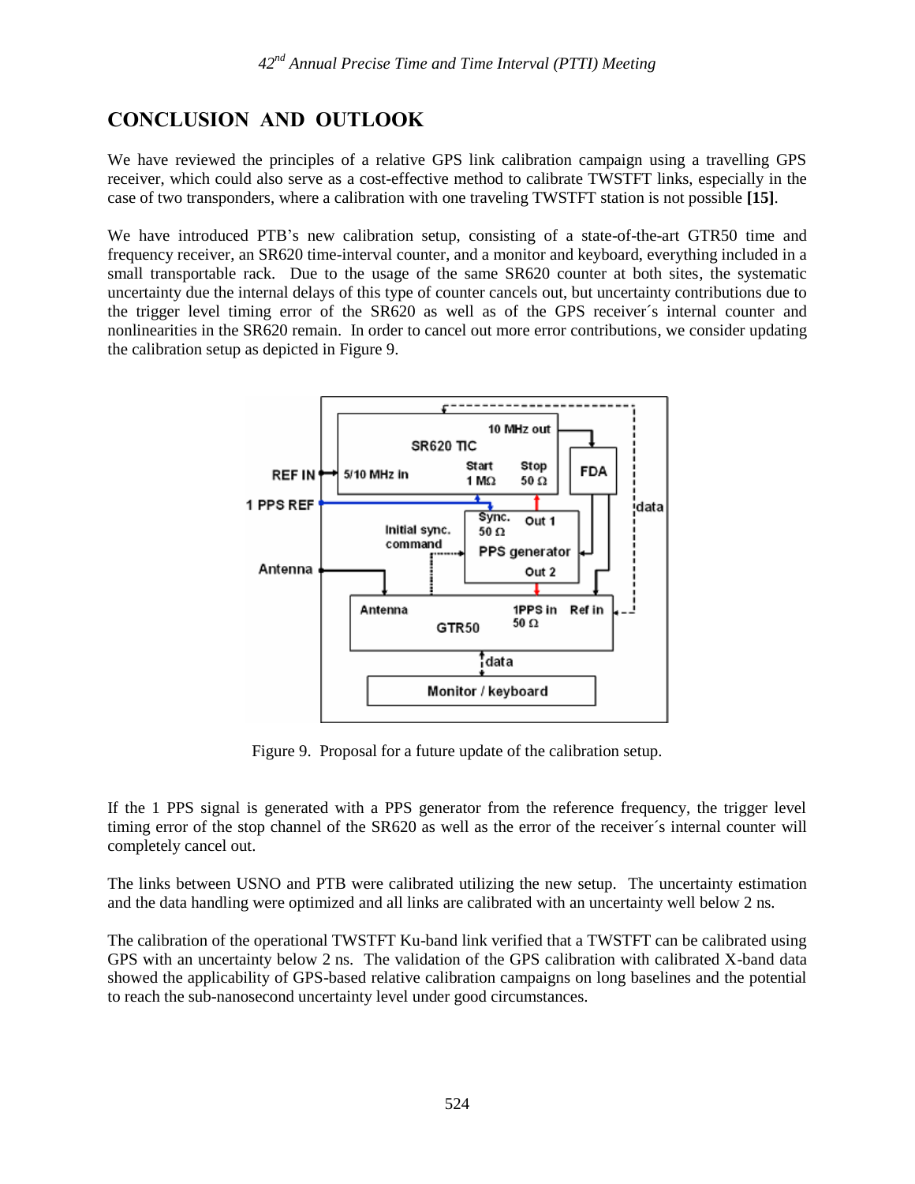## CONCLUSION AND OUTLOOK

We have reviewed the principles of a relative GPS link calibration campaign using a travelling GPS receiver, which could also serve as a cost-effective method to calibrate TWSTFT links, especially in the case of two transponders, where a calibration with one traveling TWSTFT station is not possible **[15]**.

We have introduced PTB's new calibration setup, consisting of a state-of-the-art GTR50 time and frequency receiver, an SR620 time-interval counter, and a monitor and keyboard, everything included in a small transportable rack. Due to the usage of the same SR620 counter at both sites, the systematic uncertainty due the internal delays of this type of counter cancels out, but uncertainty contributions due to the trigger level timing error of the SR620 as well as of the GPS receiver´s internal counter and nonlinearities in the SR620 remain. In order to cancel out more error contributions, we consider updating the calibration setup as depicted in Figure 9.

Figure 9. Proposal for a future update of the calibration setup.

If the 1 PPS signal is generated with a PPS generator from the reference frequency, the trigger level timing error of the stop channel of the SR620 as well as the error of the receiver´s internal counter will completely cancel out.

The links between USNO and PTB were calibrated utilizing the new setup. The uncertainty estimation and the data handling were optimized and all links are calibrated with an uncertainty well below 2 ns.

The calibration of the operational TWSTFT Ku-band link verified that a TWSTFT can be calibrated using GPS with an uncertainty below 2 ns. The validation of the GPS calibration with calibrated X-band data showed the applicability of GPS-based relative calibration campaigns on long baselines and the potential to reach the sub-nanosecond uncertainty level under good circumstances.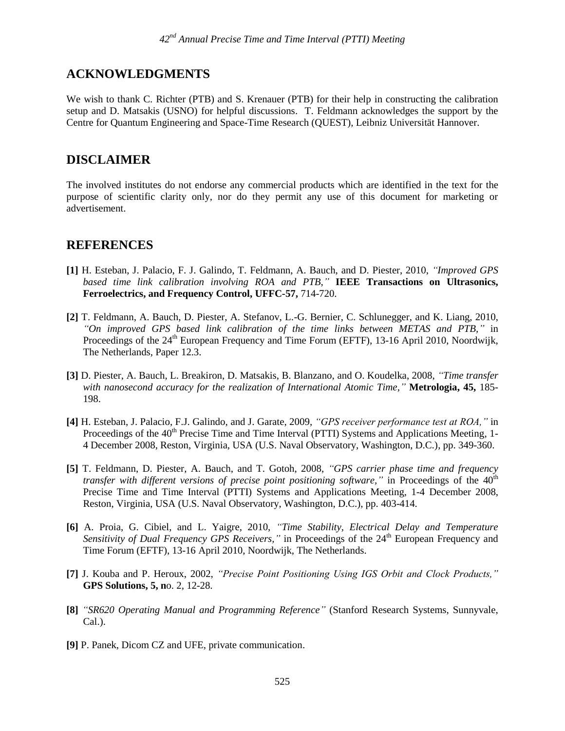## ACKNOWLEDGMENTS

We wish to thank C. Richter (PTB) and S. Krenauer (PTB) for their help in constructing the calibration setup and D. Matsakis (USNO) for helpful discussions. T. Feldmann acknowledges the support by the Centre for Quantum Engineering and Space-Time Research (QUEST), Leibniz Universität Hannover.

## DISCLAIMER

The involved institutes do not endorse any commercial products which are identified in the text for the purpose of scientific clarity only, nor do they permit any use of this document for marketing or advertisement.

## REFERENCES

**[1]** H. Esteban, J. Palacio, F. J. Galindo, T. Feldmann, A. Bauch, and D. Piester, 2010, *"Improved GPS based time link calibration involving ROA and PTB,"* **IEEE Transactions on Ultrasonics, Ferroelectrics, and Frequency Control, UFFC-57,** 714-720.

**[2]** T. Feldmann, A. Bauch, D. Piester, A. Stefanov, L.-G. Bernier, C. Schlunegger, and K. Liang, 2010, *"On improved GPS based link calibration of the time links between METAS and PTB,"* in Proceedings of the 24th European Frequency and Time Forum (EFTF), 13-16 April 2010, Noordwijk, The Netherlands, Paper 12.3.

**[3]** D. Piester, A. Bauch, L. Breakiron, D. Matsakis, B. Blanzano, and O. Koudelka, 2008, *"Time transfer with nanosecond accuracy for the realization of International Atomic Time,"* **Metrologia, 45,** 185-198.

**[4]** H. Esteban, J. Palacio, F.J. Galindo, and J. Garate, 2009, *"GPS receiver performance test at ROA,"* in Proceedings of the 40th Precise Time and Time Interval (PTTI) Systems and Applications Meeting, 1-4 December 2008, Reston, Virginia, USA (U.S. Naval Observatory, Washington, D.C.), pp. 349-360.

**[5]** T. Feldmann, D. Piester, A. Bauch, and T. Gotoh, 2008, *"GPS carrier phase time and frequency transfer with different versions of precise point positioning software,"* in Proceedings of the 40th Precise Time and Time Interval (PTTI) Systems and Applications Meeting, 1-4 December 2008, Reston, Virginia, USA (U.S. Naval Observatory, Washington, D.C.), pp. 403-414.

**[6]** A. Proia, G. Cibiel, and L. Yaigre, 2010, *"Time Stability, Electrical Delay and Temperature Sensitivity of Dual Frequency GPS Receivers,"* in Proceedings of the 24th European Frequency and Time Forum (EFTF), 13-16 April 2010, Noordwijk, The Netherlands.

**[7]** J. Kouba and P. Heroux, 2002, *"Precise Point Positioning Using IGS Orbit and Clock Products,"* **GPS Solutions, 5, n**o. 2, 12-28.

**[8]** *"SR620 Operating Manual and Programming Reference"* (Stanford Research Systems, Sunnyvale, Cal.).

**[9]** P. Panek, Dicom CZ and UFE, private communication.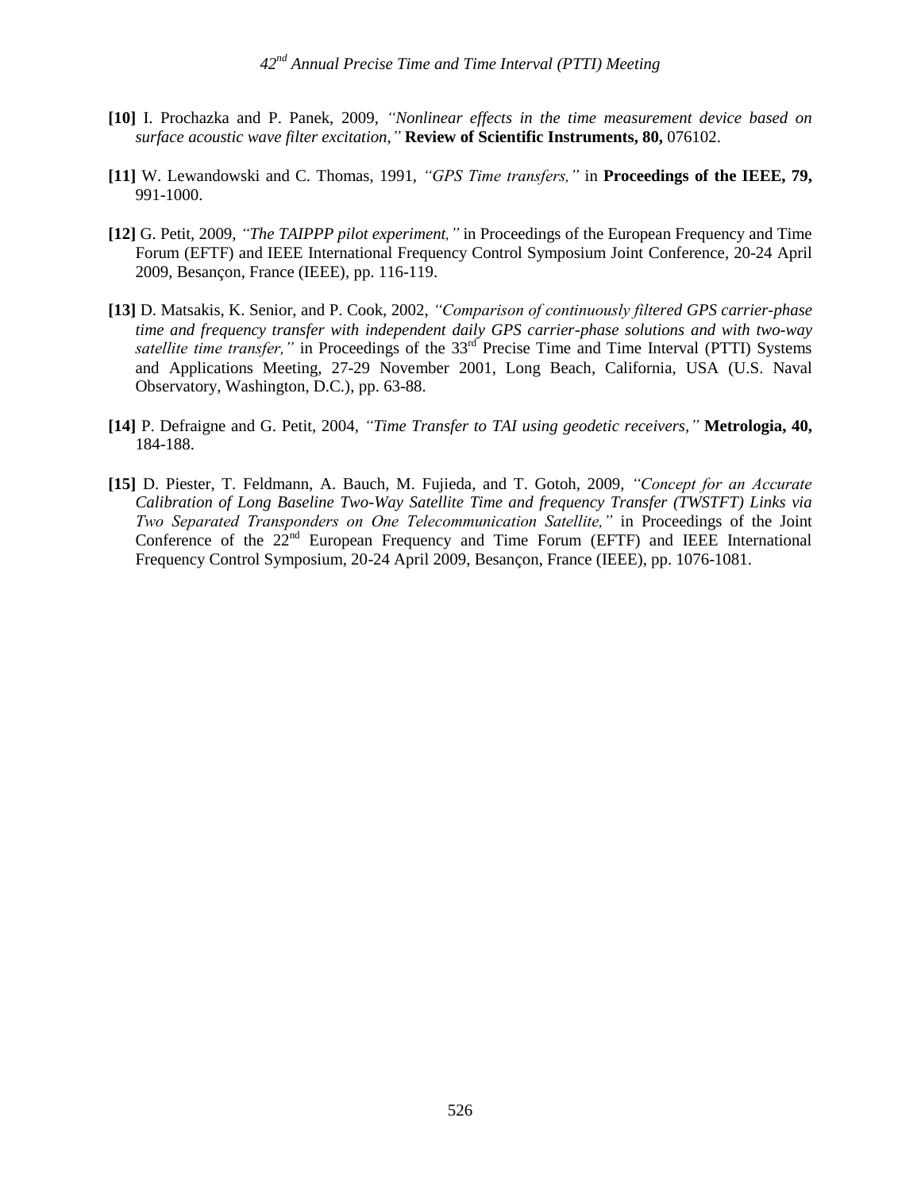**[10]** I. Prochazka and P. Panek, 2009, *"Nonlinear effects in the time measurement device based on surface acoustic wave filter excitation,"* **Review of Scientific Instruments, 80,** 076102.

**[11]** W. Lewandowski and C. Thomas, 1991, *"GPS Time transfers,"* in **Proceedings of the IEEE, 79,** 991-1000.

**[12]** G. Petit, 2009, *"The TAIPPP pilot experiment,"* in Proceedings of the European Frequency and Time Forum (EFTF) and IEEE International Frequency Control Symposium Joint Conference, 20-24 April 2009, Besançon, France (IEEE), pp. 116-119.

**[13]** D. Matsakis, K. Senior, and P. Cook, 2002, *"Comparison of continuously filtered GPS carrier-phase time and frequency transfer with independent daily GPS carrier-phase solutions and with two-way satellite time transfer,"* in Proceedings of the 33rd Precise Time and Time Interval (PTTI) Systems and Applications Meeting, 27-29 November 2001, Long Beach, California, USA (U.S. Naval Observatory, Washington, D.C.), pp. 63-88.

**[14]** P. Defraigne and G. Petit, 2004, *"Time Transfer to TAI using geodetic receivers,"* **Metrologia, 40,** 184-188.

**[15]** D. Piester, T. Feldmann, A. Bauch, M. Fujieda, and T. Gotoh, 2009, *"Concept for an Accurate Calibration of Long Baseline Two-Way Satellite Time and frequency Transfer (TWSTFT) Links via Two Separated Transponders on One Telecommunication Satellite,"* in Proceedings of the Joint Conference of the 22nd European Frequency and Time Forum (EFTF) and IEEE International Frequency Control Symposium, 20-24 April 2009, Besançon, France (IEEE), pp. 1076-1081.